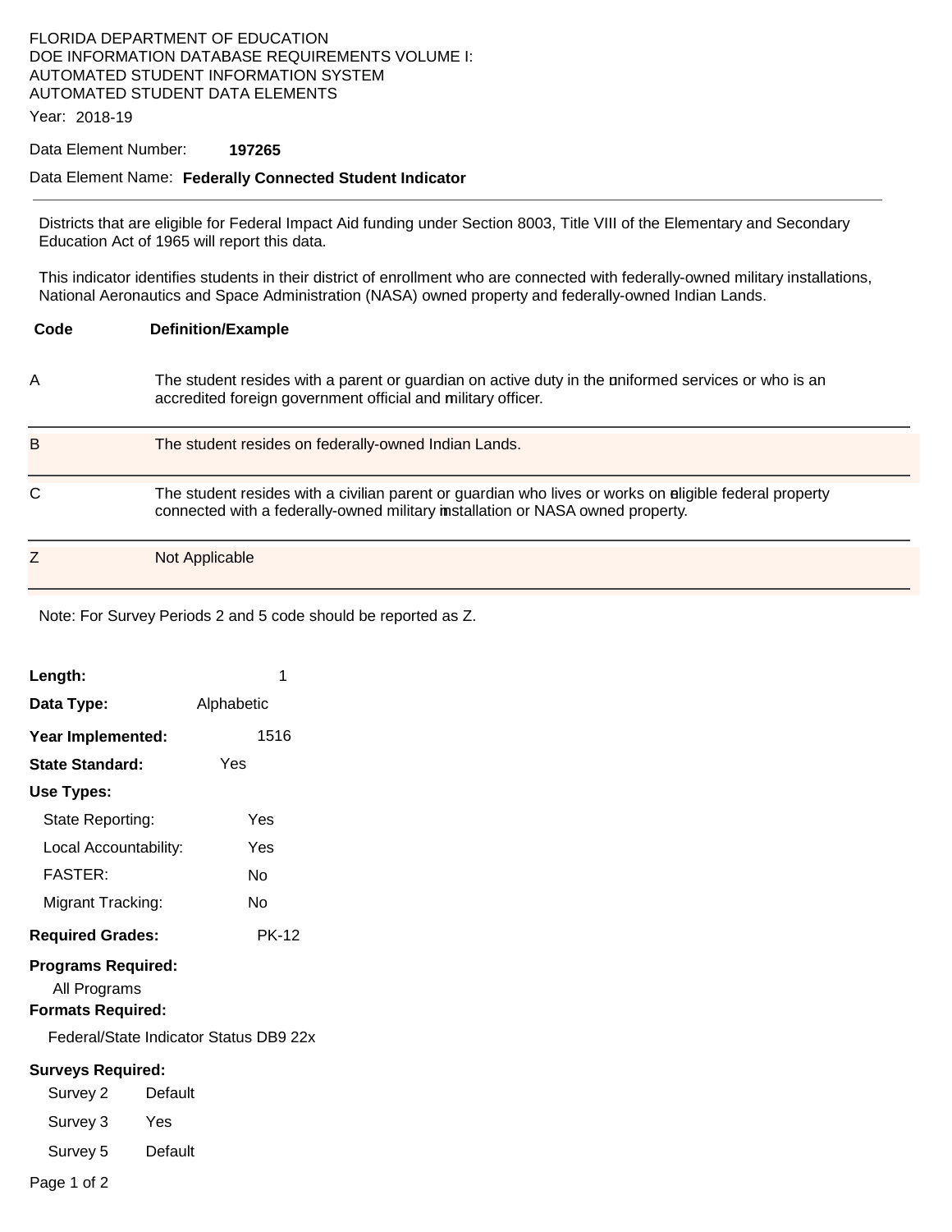FLORIDA DEPARTMENT OF EDUCATION
DOE INFORMATION DATABASE REQUIREMENTS VOLUME I:
AUTOMATED STUDENT INFORMATION SYSTEM
AUTOMATED STUDENT DATA ELEMENTS

Year: 2018-19

Data Element Number: **197265**

Data Element Name: **Federally Connected Student Indicator**

---

Districts that are eligible for Federal Impact Aid funding under Section 8003, Title VIII of the Elementary and Secondary Education Act of 1965 will report this data.

This indicator identifies students in their district of enrollment who are connected with federally-owned military installations, National Aeronautics and Space Administration (NASA) owned property and federally-owned Indian Lands.

| Code | Definition/Example |
|---|---|
| A | The student resides with a parent or guardian on active duty in the uniformed services or who is an accredited foreign government official and military officer. |
| B | The student resides on federally-owned Indian Lands. |
| C | The student resides with a civilian parent or guardian who lives or works on eligible federal property connected with a federally-owned military installation or NASA owned property. |
| Z | Not Applicable |

Note: For Survey Periods 2 and 5 code should be reported as Z.

**Length:** 1

**Data Type:** Alphabetic

**Year Implemented:** 1516

**State Standard:** Yes

**Use Types:**

- State Reporting: Yes
- Local Accountability: Yes
- FASTER: No
- Migrant Tracking: No

**Required Grades:** PK-12

**Programs Required:**

All Programs

**Formats Required:**

Federal/State Indicator Status DB9 22x

**Surveys Required:**

- Survey 2 Default
- Survey 3 Yes
- Survey 5 Default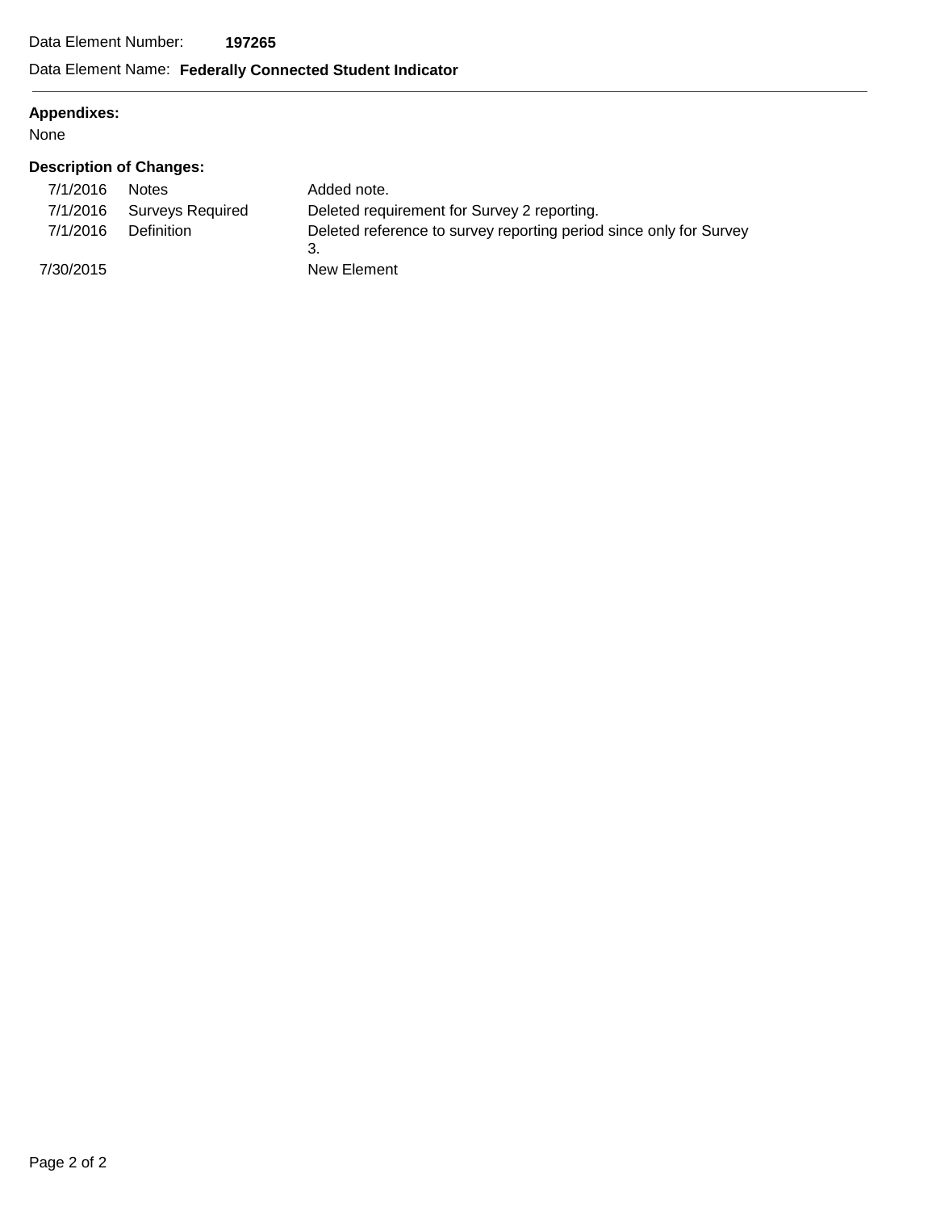Data Element Number: **197265**

Data Element Name: **Federally Connected Student Indicator**

**Appendixes:**

None

**Description of Changes:**

| | | |
|---|---|---|
| 7/1/2016 | Notes | Added note. |
| 7/1/2016 | Surveys Required | Deleted requirement for Survey 2 reporting. |
| 7/1/2016 | Definition | Deleted reference to survey reporting period since only for Survey 3. |
| 7/30/2015 | | New Element |